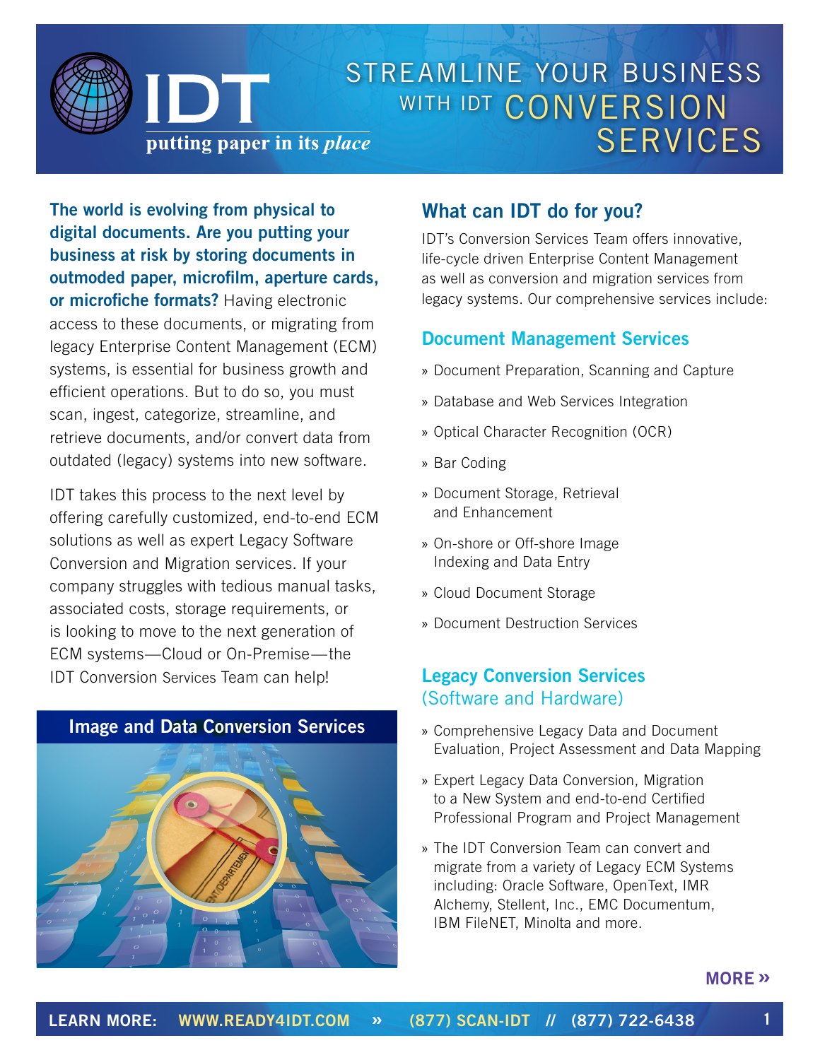# STREAMLINE YOUR BUSINESS WITH IDT CONVERSION SERVICES

IDT
putting paper in its *place*

**The world is evolving from physical to digital documents. Are you putting your business at risk by storing documents in outmoded paper, microfilm, aperture cards, or microfiche formats?** Having electronic access to these documents, or migrating from legacy Enterprise Content Management (ECM) systems, is essential for business growth and efficient operations. But to do so, you must scan, ingest, categorize, streamline, and retrieve documents, and/or convert data from outdated (legacy) systems into new software.

IDT takes this process to the next level by offering carefully customized, end-to-end ECM solutions as well as expert Legacy Software Conversion and Migration services. If your company struggles with tedious manual tasks, associated costs, storage requirements, or is looking to move to the next generation of ECM systems—Cloud or On-Premise—the IDT Conversion Services Team can help!

**Image and Data Conversion Services**

## What can IDT do for you?

IDT's Conversion Services Team offers innovative, life-cycle driven Enterprise Content Management as well as conversion and migration services from legacy systems. Our comprehensive services include:

### Document Management Services

» Document Preparation, Scanning and Capture

» Database and Web Services Integration

» Optical Character Recognition (OCR)

» Bar Coding

» Document Storage, Retrieval and Enhancement

» On-shore or Off-shore Image Indexing and Data Entry

» Cloud Document Storage

» Document Destruction Services

### Legacy Conversion Services (Software and Hardware)

» Comprehensive Legacy Data and Document Evaluation, Project Assessment and Data Mapping

» Expert Legacy Data Conversion, Migration to a New System and end-to-end Certified Professional Program and Project Management

» The IDT Conversion Team can convert and migrate from a variety of Legacy ECM Systems including: Oracle Software, OpenText, IMR Alchemy, Stellent, Inc., EMC Documentum, IBM FileNET, Minolta and more.

**MORE »**

**LEARN MORE: WWW.READY4IDT.COM » (877) SCAN-IDT // (877) 722-6438**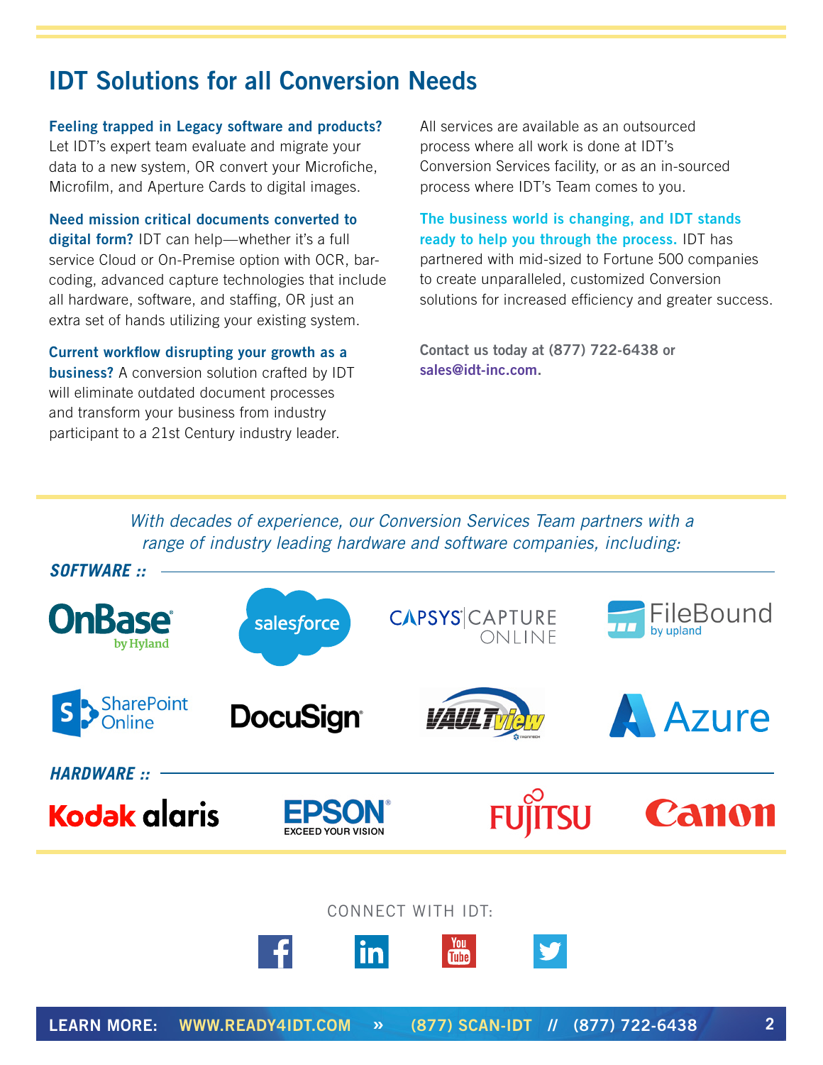## IDT Solutions for all Conversion Needs

**Feeling trapped in Legacy software and products?** Let IDT's expert team evaluate and migrate your data to a new system, OR convert your Microfiche, Microfilm, and Aperture Cards to digital images.

**Need mission critical documents converted to digital form?** IDT can help—whether it's a full service Cloud or On-Premise option with OCR, bar-coding, advanced capture technologies that include all hardware, software, and staffing, OR just an extra set of hands utilizing your existing system.

**Current workflow disrupting your growth as a business?** A conversion solution crafted by IDT will eliminate outdated document processes and transform your business from industry participant to a 21st Century industry leader.

All services are available as an outsourced process where all work is done at IDT's Conversion Services facility, or as an in-sourced process where IDT's Team comes to you.

**The business world is changing, and IDT stands ready to help you through the process.** IDT has partnered with mid-sized to Fortune 500 companies to create unparalleled, customized Conversion solutions for increased efficiency and greater success.

**Contact us today at (877) 722-6438 or sales@idt-inc.com.**

*With decades of experience, our Conversion Services Team partners with a range of industry leading hardware and software companies, including:*

***SOFTWARE ::***

OnBase by Hyland

salesforce

CAPSYS CAPTURE ONLINE

FileBound by upland

SharePoint Online

DocuSign

VAULTview

Azure

***HARDWARE ::***

Kodak alaris

EPSON EXCEED YOUR VISION

FUJITSU

Canon

CONNECT WITH IDT:

**LEARN MORE: WWW.READY4IDT.COM » (877) SCAN-IDT // (877) 722-6438**